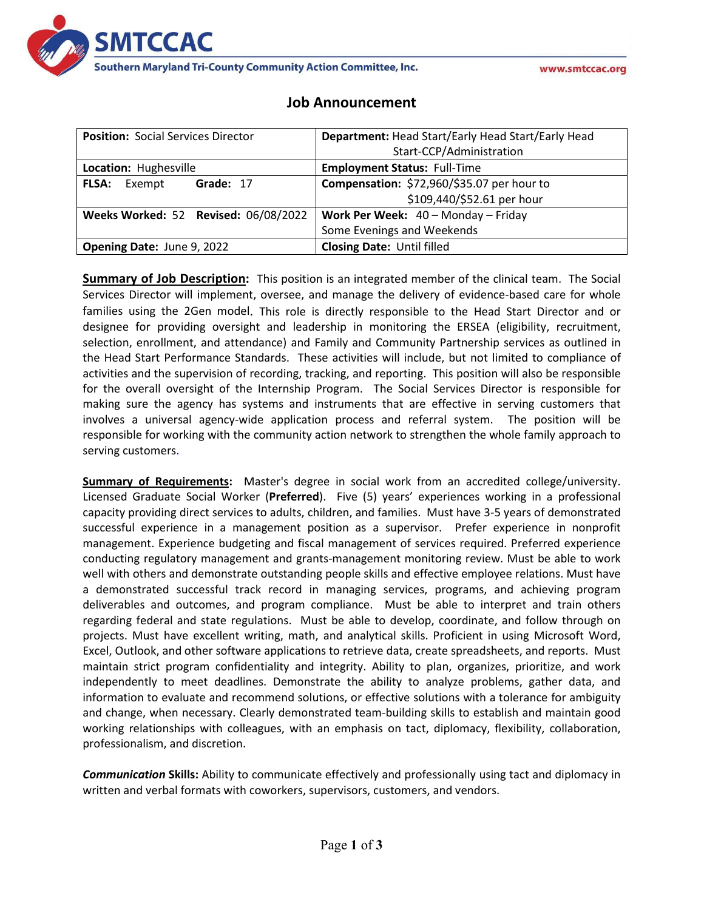**SMTCCAC**

**Southern Maryland Tri-County Community Action Committee, Inc.**

www.smtccac.org

# Job Announcement

| | |
|---|---|
| **Position:** Social Services Director | **Department:** Head Start/Early Head Start/Early Head Start-CCP/Administration |
| **Location:** Hughesville | **Employment Status:** Full-Time |
| **FLSA:** Exempt **Grade:** 17 | **Compensation:** $72,960/$35.07 per hour to $109,440/$52.61 per hour |
| **Weeks Worked:** 52 **Revised:** 06/08/2022 | **Work Per Week:** 40 – Monday – Friday Some Evenings and Weekends |
| **Opening Date:** June 9, 2022 | **Closing Date:** Until filled |

**Summary of Job Description:** This position is an integrated member of the clinical team. The Social Services Director will implement, oversee, and manage the delivery of evidence-based care for whole families using the 2Gen model. This role is directly responsible to the Head Start Director and or designee for providing oversight and leadership in monitoring the ERSEA (eligibility, recruitment, selection, enrollment, and attendance) and Family and Community Partnership services as outlined in the Head Start Performance Standards. These activities will include, but not limited to compliance of activities and the supervision of recording, tracking, and reporting. This position will also be responsible for the overall oversight of the Internship Program. The Social Services Director is responsible for making sure the agency has systems and instruments that are effective in serving customers that involves a universal agency-wide application process and referral system. The position will be responsible for working with the community action network to strengthen the whole family approach to serving customers.

**Summary of Requirements:** Master's degree in social work from an accredited college/university. Licensed Graduate Social Worker (**Preferred**). Five (5) years' experiences working in a professional capacity providing direct services to adults, children, and families. Must have 3-5 years of demonstrated successful experience in a management position as a supervisor. Prefer experience in nonprofit management. Experience budgeting and fiscal management of services required. Preferred experience conducting regulatory management and grants-management monitoring review. Must be able to work well with others and demonstrate outstanding people skills and effective employee relations. Must have a demonstrated successful track record in managing services, programs, and achieving program deliverables and outcomes, and program compliance. Must be able to interpret and train others regarding federal and state regulations. Must be able to develop, coordinate, and follow through on projects. Must have excellent writing, math, and analytical skills. Proficient in using Microsoft Word, Excel, Outlook, and other software applications to retrieve data, create spreadsheets, and reports. Must maintain strict program confidentiality and integrity. Ability to plan, organizes, prioritize, and work independently to meet deadlines. Demonstrate the ability to analyze problems, gather data, and information to evaluate and recommend solutions, or effective solutions with a tolerance for ambiguity and change, when necessary. Clearly demonstrated team-building skills to establish and maintain good working relationships with colleagues, with an emphasis on tact, diplomacy, flexibility, collaboration, professionalism, and discretion.

***Communication* Skills:** Ability to communicate effectively and professionally using tact and diplomacy in written and verbal formats with coworkers, supervisors, customers, and vendors.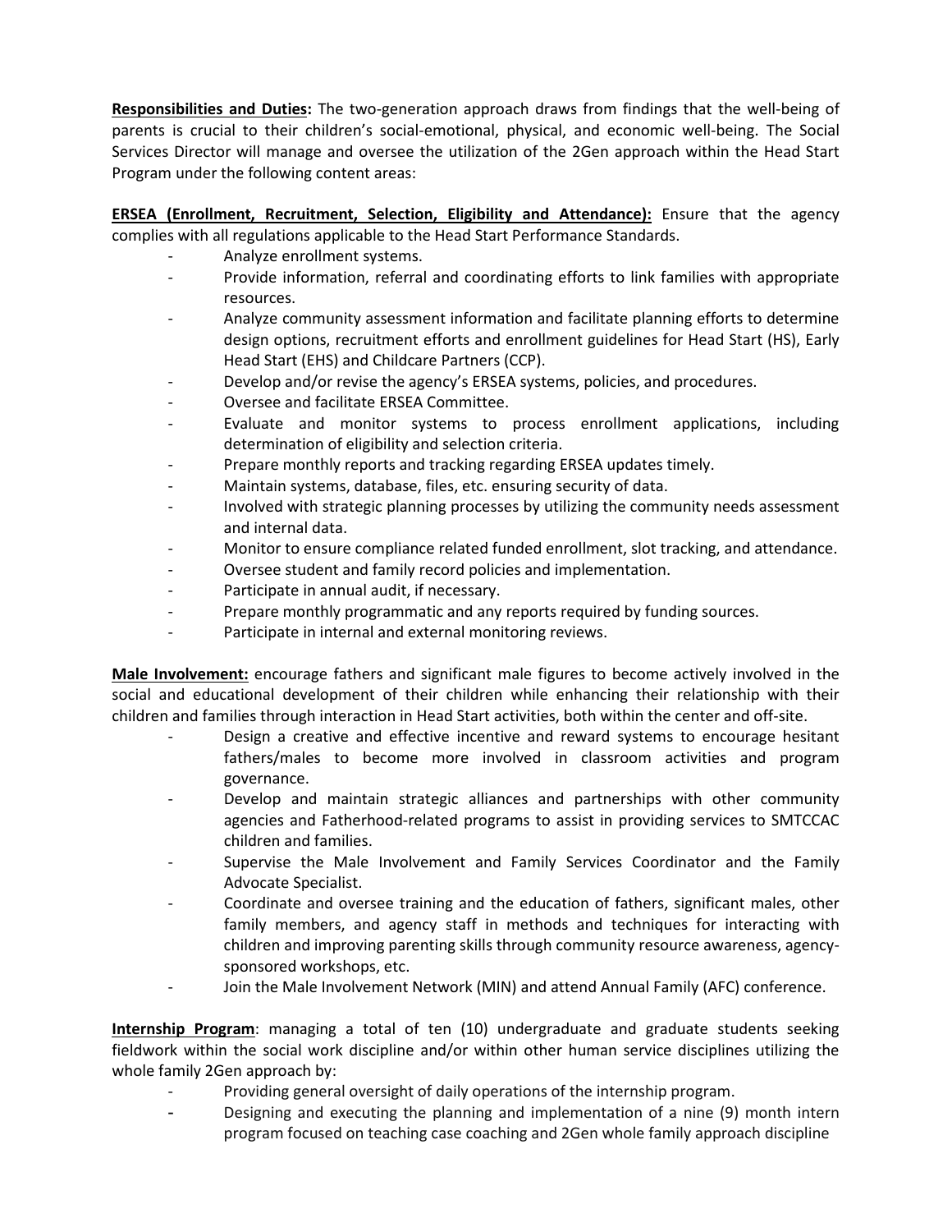**Responsibilities and Duties:** The two-generation approach draws from findings that the well-being of parents is crucial to their children's social-emotional, physical, and economic well-being. The Social Services Director will manage and oversee the utilization of the 2Gen approach within the Head Start Program under the following content areas:

**ERSEA (Enrollment, Recruitment, Selection, Eligibility and Attendance):** Ensure that the agency complies with all regulations applicable to the Head Start Performance Standards.

- Analyze enrollment systems.
- Provide information, referral and coordinating efforts to link families with appropriate resources.
- Analyze community assessment information and facilitate planning efforts to determine design options, recruitment efforts and enrollment guidelines for Head Start (HS), Early Head Start (EHS) and Childcare Partners (CCP).
- Develop and/or revise the agency's ERSEA systems, policies, and procedures.
- Oversee and facilitate ERSEA Committee.
- Evaluate and monitor systems to process enrollment applications, including determination of eligibility and selection criteria.
- Prepare monthly reports and tracking regarding ERSEA updates timely.
- Maintain systems, database, files, etc. ensuring security of data.
- Involved with strategic planning processes by utilizing the community needs assessment and internal data.
- Monitor to ensure compliance related funded enrollment, slot tracking, and attendance.
- Oversee student and family record policies and implementation.
- Participate in annual audit, if necessary.
- Prepare monthly programmatic and any reports required by funding sources.
- Participate in internal and external monitoring reviews.

**Male Involvement:** encourage fathers and significant male figures to become actively involved in the social and educational development of their children while enhancing their relationship with their children and families through interaction in Head Start activities, both within the center and off-site.

- Design a creative and effective incentive and reward systems to encourage hesitant fathers/males to become more involved in classroom activities and program governance.
- Develop and maintain strategic alliances and partnerships with other community agencies and Fatherhood-related programs to assist in providing services to SMTCCAC children and families.
- Supervise the Male Involvement and Family Services Coordinator and the Family Advocate Specialist.
- Coordinate and oversee training and the education of fathers, significant males, other family members, and agency staff in methods and techniques for interacting with children and improving parenting skills through community resource awareness, agency-sponsored workshops, etc.
- Join the Male Involvement Network (MIN) and attend Annual Family (AFC) conference.

**Internship Program**: managing a total of ten (10) undergraduate and graduate students seeking fieldwork within the social work discipline and/or within other human service disciplines utilizing the whole family 2Gen approach by:

- Providing general oversight of daily operations of the internship program.
- Designing and executing the planning and implementation of a nine (9) month intern program focused on teaching case coaching and 2Gen whole family approach discipline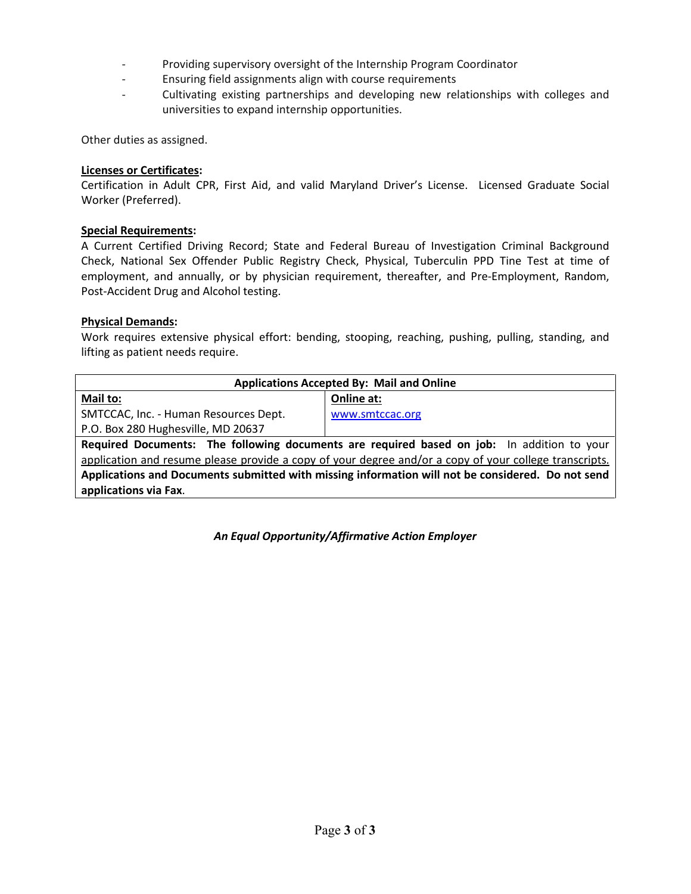- Providing supervisory oversight of the Internship Program Coordinator
- Ensuring field assignments align with course requirements
- Cultivating existing partnerships and developing new relationships with colleges and universities to expand internship opportunities.

Other duties as assigned.

**Licenses or Certificates:**
Certification in Adult CPR, First Aid, and valid Maryland Driver's License. Licensed Graduate Social Worker (Preferred).

**Special Requirements:**
A Current Certified Driving Record; State and Federal Bureau of Investigation Criminal Background Check, National Sex Offender Public Registry Check, Physical, Tuberculin PPD Tine Test at time of employment, and annually, or by physician requirement, thereafter, and Pre-Employment, Random, Post-Accident Drug and Alcohol testing.

**Physical Demands:**
Work requires extensive physical effort: bending, stooping, reaching, pushing, pulling, standing, and lifting as patient needs require.

| **Applications Accepted By: Mail and Online** | |
|---|---|
| **Mail to:** | **Online at:** |
| SMTCCAC, Inc. - Human Resources Dept.<br>P.O. Box 280 Hughesville, MD 20637 | www.smtccac.org |
| **Required Documents: The following documents are required based on job:** In addition to your application and resume please provide a copy of your degree and/or a copy of your college transcripts. | |
| **Applications and Documents submitted with missing information will not be considered. Do not send applications via Fax**. | |

***An Equal Opportunity/Affirmative Action Employer***